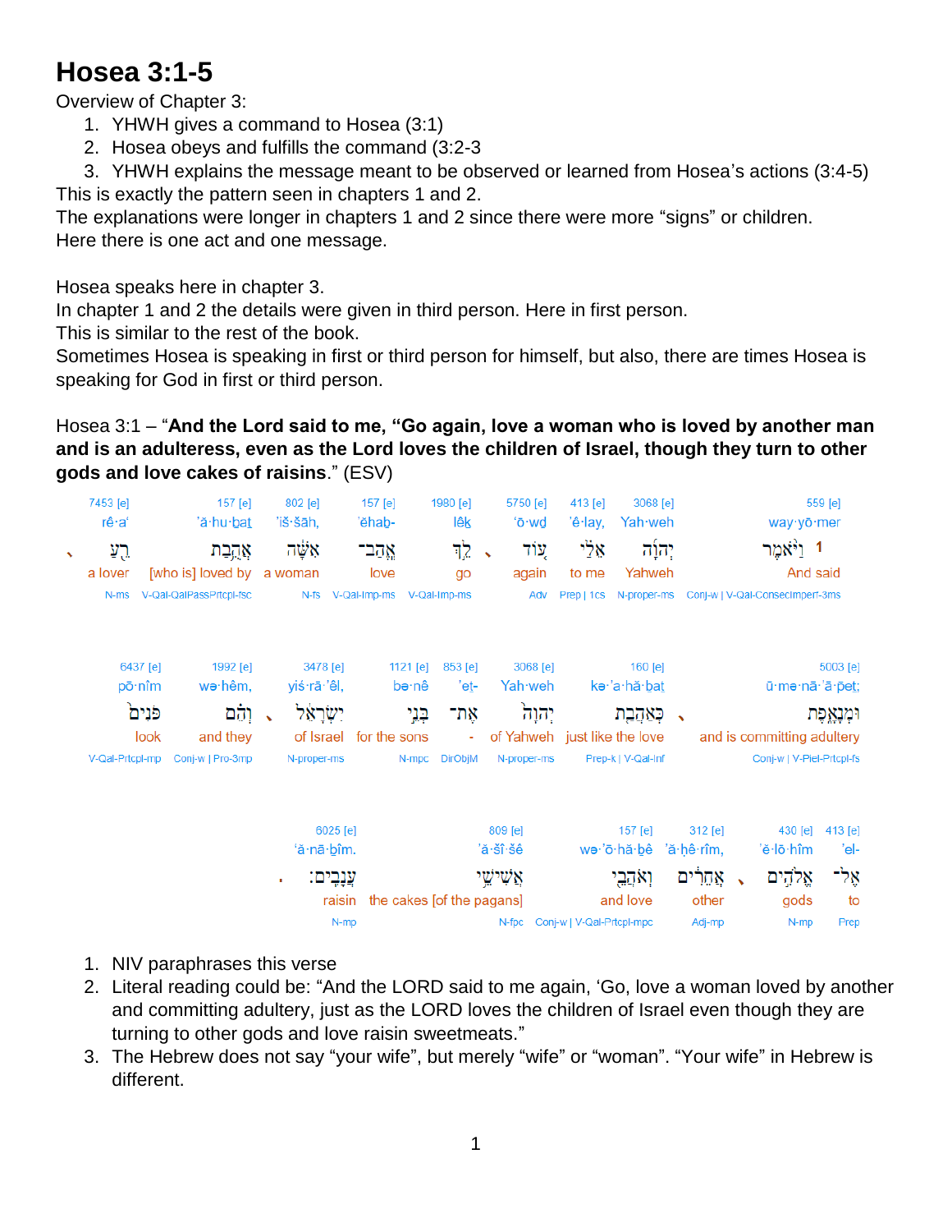# Hosea 3:1-5

Overview of Chapter 3:

1. YHWH gives a command to Hosea (3:1)
2. Hosea obeys and fulfills the command (3:2-3
3. YHWH explains the message meant to be observed or learned from Hosea's actions (3:4-5)

This is exactly the pattern seen in chapters 1 and 2.
The explanations were longer in chapters 1 and 2 since there were more "signs" or children.
Here there is one act and one message.

Hosea speaks here in chapter 3.
In chapter 1 and 2 the details were given in third person. Here in first person.
This is similar to the rest of the book.
Sometimes Hosea is speaking in first or third person for himself, but also, there are times Hosea is speaking for God in first or third person.

Hosea 3:1 – "**And the Lord said to me, "Go again, love a woman who is loved by another man and is an adulteress, even as the Lord loves the children of Israel, though they turn to other gods and love cakes of raisins**." (ESV)

| 559 [e] | 3068 [e] | 413 [e] | 5750 [e] | 1980 [e] | 157 [e] | 802 [e] | 157 [e] | 7453 [e] |
|---|---|---|---|---|---|---|---|---|
| way·yō·mer | Yah·weh | 'ê·lay, | 'ō·wḏ | lêḵ | 'ĕhaḇ- | 'iš·šāh, | 'ă·hu·ḇaṯ | rê·a' |
| 1 וַיֹּ֨אמֶר | יְהוָ֜ה | אֵלַ֗י | ע֚וֹד | לֵ֣ךְ | אֱהַב־ | אִשָּׁ֔ה | אֲהֻ֥בַת | רֵ֖עַ |
| And said | Yahweh | to me | again | go | love | a woman | [who is] loved by | a lover |
| Conj-w \| V-Qal-ConsecImperf-3ms | N-proper-ms | Prep \| 1cs | Adv | V-Qal-Imp-ms | V-Qal-Imp-ms | N-fs | V-Qal-QalPassPrtcpl-fsc | N-ms |

| 5003 [e] | 160 [e] | 3068 [e] | 853 [e] | 1121 [e] | 3478 [e] | 1992 [e] | 6437 [e] |
|---|---|---|---|---|---|---|---|
| ū·mə·nā·'ā·p̄eṯ; | kə·'a·hă·ḇaṯ | Yah·weh | 'eṯ- | bə·nê | yiś·rā·'êl, | wə·hêm, | pō·nîm |
| וּמְנָאָ֑פֶת | כְּאַהֲבַ֤ת | יְהוָה֙ | אֶת־ | בְּנֵ֣י | יִשְׂרָאֵ֔ל | וְהֵ֗ם | פֹּנִים֙ |
| and is committing adultery | just like the love | of Yahweh | - | for the sons | of Israel | and they | look |
| Conj-w \| V-Piel-Prtcpl-fs | Prep-k \| V-Qal-Inf | N-proper-ms | DirObjM | N-mpc | N-proper-ms | Conj-w \| Pro-3mp | V-Qal-Prtcpl-mp |

| 413 [e] | 430 [e] | 312 [e] | 157 [e] | 809 [e] | 6025 [e] |
|---|---|---|---|---|---|
| 'el- | 'ĕ·lō·hîm | 'ă·ḥê·rîm, | wə·'ō·hă·ḇê | 'ă·šî·šê | 'ă·nā·ḇîm. |
| אֶל־ | אֱלֹהִ֣ים | אֲחֵרִ֔ים | וְאֹהֲבֵ֖י | אֲשִׁישֵׁ֥י | עֲנָבִֽים׃ |
| to | gods | other | and love | the cakes [of the pagans] | raisin |
| Prep | N-mp | Adj-mp | Conj-w \| V-Qal-Prtcpl-mpc | N-fpc | N-mp |

1. NIV paraphrases this verse
2. Literal reading could be: "And the LORD said to me again, 'Go, love a woman loved by another and committing adultery, just as the LORD loves the children of Israel even though they are turning to other gods and love raisin sweetmeats."
3. The Hebrew does not say "your wife", but merely "wife" or "woman". "Your wife" in Hebrew is different.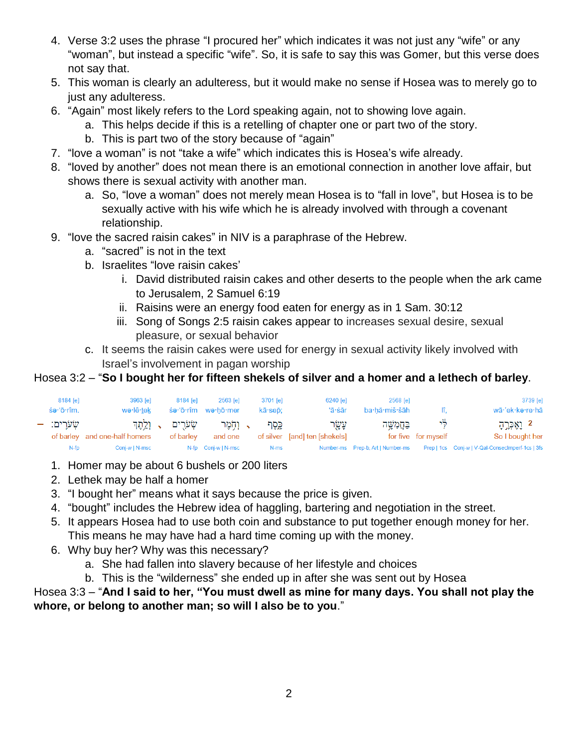4. Verse 3:2 uses the phrase “I procured her” which indicates it was not just any “wife” or any “woman”, but instead a specific “wife”. So, it is safe to say this was Gomer, but this verse does not say that.
5. This woman is clearly an adulteress, but it would make no sense if Hosea was to merely go to just any adulteress.
6. “Again” most likely refers to the Lord speaking again, not to showing love again.
   a. This helps decide if this is a retelling of chapter one or part two of the story.
   b. This is part two of the story because of “again”
7. “love a woman” is not “take a wife” which indicates this is Hosea’s wife already.
8. “loved by another” does not mean there is an emotional connection in another love affair, but shows there is sexual activity with another man.
   a. So, “love a woman” does not merely mean Hosea is to “fall in love”, but Hosea is to be sexually active with his wife which he is already involved with through a covenant relationship.
9. “love the sacred raisin cakes” in NIV is a paraphrase of the Hebrew.
   a. “sacred” is not in the text
   b. Israelites “love raisin cakes’
      i. David distributed raisin cakes and other deserts to the people when the ark came to Jerusalem, 2 Samuel 6:19
      ii. Raisins were an energy food eaten for energy as in 1 Sam. 30:12
      iii. Song of Songs 2:5 raisin cakes appear to increases sexual desire, sexual pleasure, or sexual behavior
   c. It seems the raisin cakes were used for energy in sexual activity likely involved with Israel’s involvement in pagan worship

Hosea 3:2 – “**So I bought her for fifteen shekels of silver and a homer and a lethech of barley**.

| 3739 [e] | | 2568 [e] | 6240 [e] | 3701 [e] | 2563 [e] | 8184 [e] | 3963 [e] | 8184 [e] |
|---|---|---|---|---|---|---|---|---|
| wā·’ek·ke·re·hā | lî, | ba·ḥă·miš·šāh | ‘ā·śār | kā·sep̄; | wə·ḥō·mer | śə·‘ō·rîm | wə·lê·ṯeḵ | śə·‘ō·rîm. |
| 2 וָאֶכְּרֶ֣הָ | לִּ֔י | בַּחֲמִשָּׁ֥ה | עָשָׂ֖ר | כָּ֑סֶף | וְחֹ֥מֶר | שְׂעֹרִ֖ים | וְלֶ֥תֶךְ | שְׂעֹרִֽים׃ |
| So I bought her | for myself | for five | [and] ten [shekels] | of silver | and one | of barley | and one-half homers | of barley |
| Conj-w \| V-Qal-ConsecImperf-1cs \| 3fs | Prep \| 1cs | Prep-b, Art \| Number-ms | Number-ms | N-ms | Conj-w \| N-msc | N-fp | Conj-w \| N-msc | N-fp |

1. Homer may be about 6 bushels or 200 liters
2. Lethek may be half a homer
3. “I bought her” means what it says because the price is given.
4. “bought” includes the Hebrew idea of haggling, bartering and negotiation in the street.
5. It appears Hosea had to use both coin and substance to put together enough money for her. This means he may have had a hard time coming up with the money.
6. Why buy her? Why was this necessary?
   a. She had fallen into slavery because of her lifestyle and choices
   b. This is the “wilderness” she ended up in after she was sent out by Hosea

Hosea 3:3 – “**And I said to her, “You must dwell as mine for many days. You shall not play the whore, or belong to another man; so will I also be to you**.”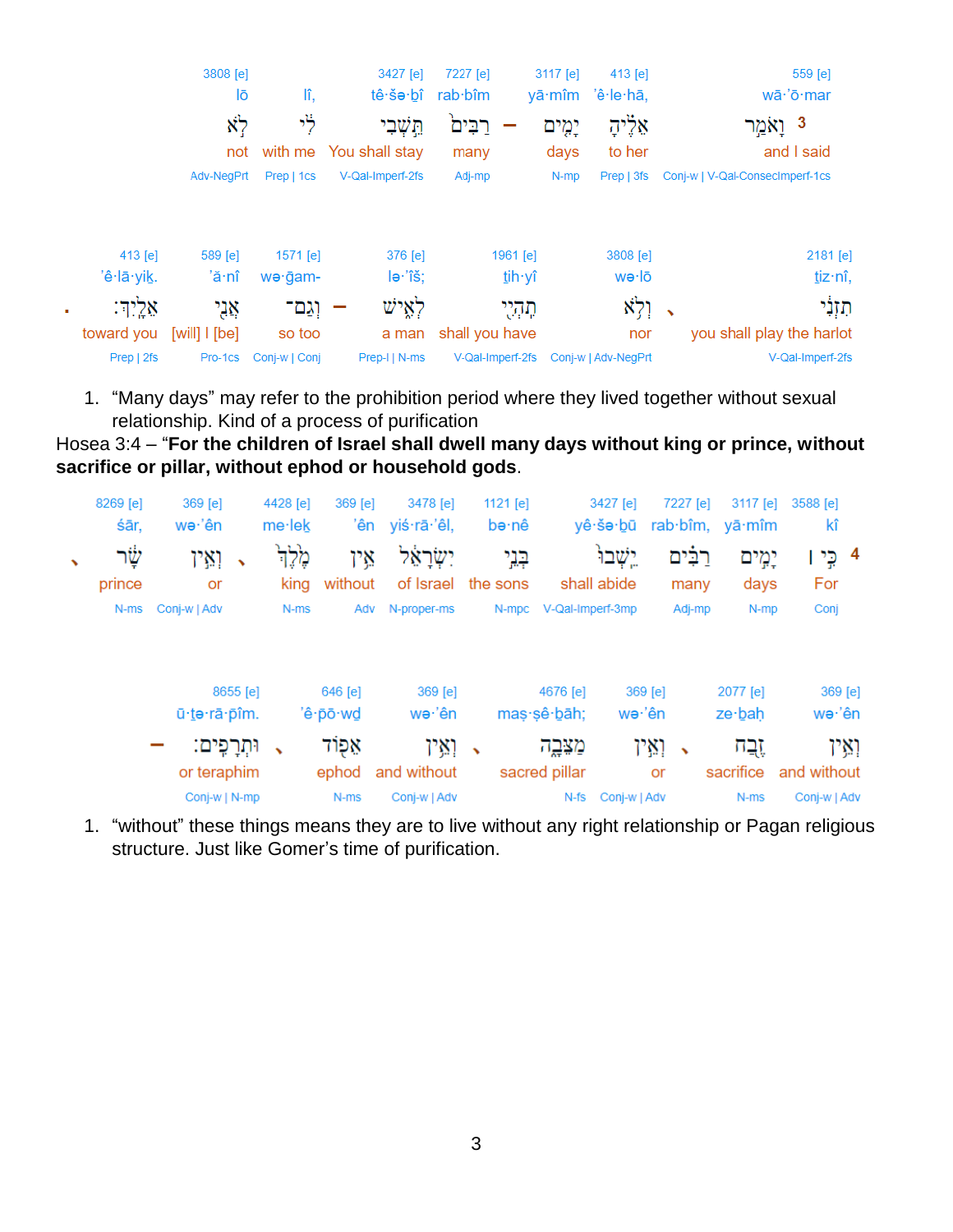| 3808 [e] | | 3427 [e] | 7227 [e] | | 3117 [e] | 413 [e] | 559 [e] |
|---|---|---|---|---|---|---|---|
| lō | lî, | tê·šə·ḇî | rab·bîm | | yā·mîm | 'ê·le·hā, | wā·'ō·mar |
| לֹ֥א | לִ֔י | תֵּ֣שְׁבִי | רַבִּים֙ | – | יָמִ֤ים | אֵלֶ֗יהָ | וָאֹמַ֣ר 3 |
| not | with me | You shall stay | many | | days | to her | and I said |
| Adv-NegPrt | Prep \| 1cs | V-Qal-Imperf-2fs | Adj-mp | | N-mp | Prep \| 3fs | Conj-w \| V-Qal-ConsecImperf-1cs |

| 413 [e] | 589 [e] | 1571 [e] | | 376 [e] | 1961 [e] | 3808 [e] | 2181 [e] |
|---|---|---|---|---|---|---|---|
| 'ê·lā·yiḵ. | 'ă·nî | wə·ḡam- | | lə·'îš; | tih·yî | wə·lō | tiz·nî, |
| אֵלָֽיִךְ׃ | אֲנִ֖י | וְגַם־ | – | לְאִ֑ישׁ | תִהְיִ֖י | וְלֹ֥א | תִזְנִ֔י |
| toward you | [will] I [be] | so too | | a man | shall you have | nor | you shall play the harlot |
| Prep \| 2fs | Pro-1cs | Conj-w \| Conj | | Prep-l \| N-ms | V-Qal-Imperf-2fs | Conj-w \| Adv-NegPrt | V-Qal-Imperf-2fs |

1. "Many days" may refer to the prohibition period where they lived together without sexual relationship. Kind of a process of purification

Hosea 3:4 – "**For the children of Israel shall dwell many days without king or prince, without sacrifice or pillar, without ephod or household gods**."

| 8269 [e] | 369 [e] | 4428 [e] | 369 [e] | 3478 [e] | 1121 [e] | 3427 [e] | 7227 [e] | 3117 [e] | 3588 [e] |
|---|---|---|---|---|---|---|---|---|---|
| śār, | wə·'ên | me·leḵ | 'ên | yiś·rā·'êl, | bə·nê | yê·šə·ḇū | rab·bîm, | yā·mîm | kî |
| שָׂ֔ר | וְאֵ֣ין | מֶ֙לֶךְ֙ | אֵ֤ין | יִשְׂרָאֵ֔ל | בְּנֵ֣י | יֵשְׁבוּ֙ | רַבִּ֗ים | יָמִ֣ים | כִּ֣י ׀ 4 |
| prince | or | king | without | of Israel | the sons | shall abide | many | days | For |
| N-ms | Conj-w \| Adv | N-ms | Adv | N-proper-ms | N-mpc | V-Qal-Imperf-3mp | Adj-mp | N-mp | Conj |

| | 8655 [e] | 646 [e] | 369 [e] | 4676 [e] | 369 [e] | 2077 [e] | 369 [e] |
|---|---|---|---|---|---|---|---|
| | ū·ṯə·rā·p̄îm. | 'ê·p̄ō·wḏ | wə·'ên | maṣ·ṣê·ḇāh; | wə·'ên | ze·ḇaḥ | wə·'ên |
| – | וּתְרָפִֽים׃ | אֵפ֖וֹד | וְאֵ֥ין | מַצֵּבָ֑ה | וְאֵ֣ין | זֶ֖בַח | וְאֵ֥ין |
| | or teraphim | ephod | and without | sacred pillar | or | sacrifice | and without |
| | Conj-w \| N-mp | N-ms | Conj-w \| Adv | N-fs | Conj-w \| Adv | N-ms | Conj-w \| Adv |

1. "without" these things means they are to live without any right relationship or Pagan religious structure. Just like Gomer's time of purification.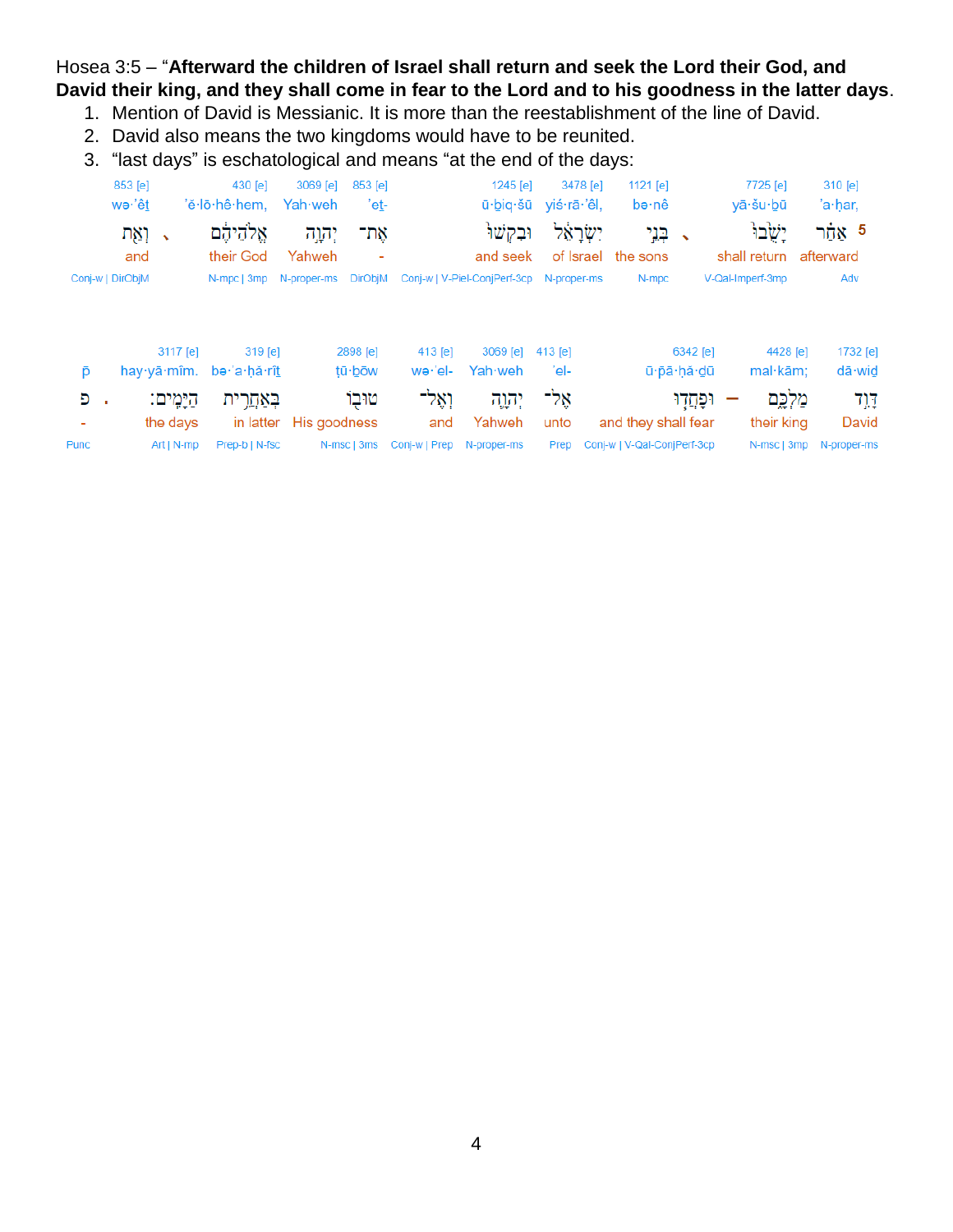Hosea 3:5 – "**Afterward the children of Israel shall return and seek the Lord their God, and David their king, and they shall come in fear to the Lord and to his goodness in the latter days**.

1. Mention of David is Messianic. It is more than the reestablishment of the line of David.
2. David also means the two kingdoms would have to be reunited.
3. "last days" is eschatological and means "at the end of the days:

| | | | | | | | | |
|---|---|---|---|---|---|---|---|---|
| 853 [e] | 430 [e] | 3069 [e] | 853 [e] | 1245 [e] | 3478 [e] | 1121 [e] | 7725 [e] | 310 [e] |
| wə·’êṯ | ’ĕ·lō·hê·hem, | Yah·weh | ’eṯ- | ū·ḇiq·šū | yiś·rā·’êl, | bə·nê | yā·šu·ḇū | ’a·ḥar, |
| וְאֵת ׀ | אֱלֹהֵיהֶ֔ם | יְהוָ֣ה | אֶת־ | וּבִקְשׁוּ֙ | יִשְׂרָאֵ֗ל | בְּנֵ֣י ׀ | יָשֻׁ֜בוּ | 5 אַחַ֗ר |
| and | their God | Yahweh | - | and seek | of Israel | the sons | shall return | afterward |
| Conj-w \| DirObjM | N-mpc \| 3mp | N-proper-ms | DirObjM | Conj-w \| V-Piel-ConjPerf-3cp | N-proper-ms | N-mpc | V-Qal-Imperf-3mp | Adv |

| | | | | | | | | | |
|---|---|---|---|---|---|---|---|---|---|
| | 3117 [e] | 319 [e] | 2898 [e] | 413 [e] | 3069 [e] | 413 [e] | 6342 [e] | 4428 [e] | 1732 [e] |
| p̄ | hay·yā·mîm. | bə·’a·ḥă·rîṯ | ṭū·ḇōw | wə·’el- | Yah·weh | ’el- | ū·p̄ā·ḥă·ḏū | mal·kām; | dā·wiḏ |
| פ ׃ | הַיָּמִֽים׃ | בְּאַחֲרִ֥ית | טוּב֖וֹ | וְאֶל־ | יְהוָ֛ה | אֶל־ | וּפָחֲד֧וּ ־ | מַלְכָּ֑ם | דָּוִ֣ד |
| - | the days | in latter | His goodness | and | Yahweh | unto | and they shall fear | their king | David |
| Punc | Art \| N-mp | Prep-b \| N-fsc | N-msc \| 3ms | Conj-w \| Prep | N-proper-ms | Prep | Conj-w \| V-Qal-ConjPerf-3cp | N-msc \| 3mp | N-proper-ms |